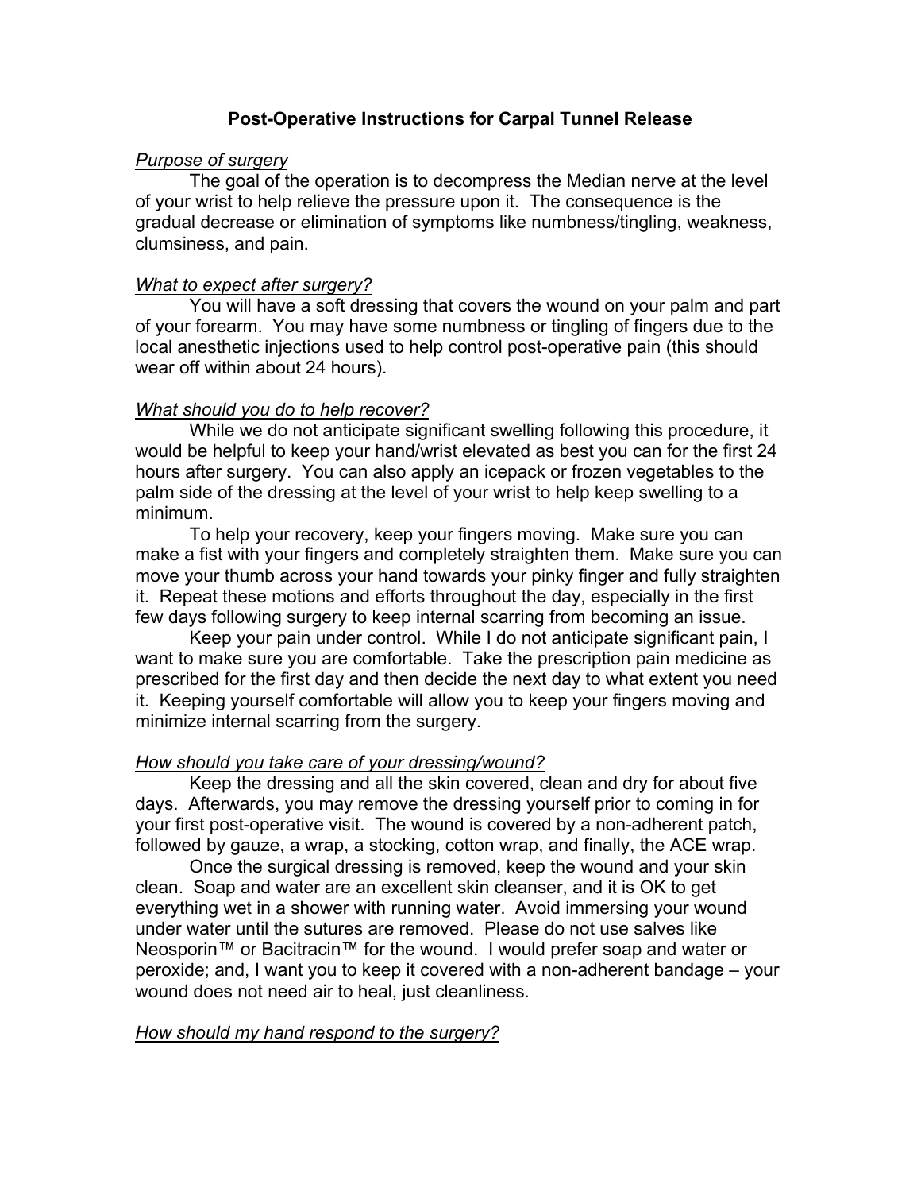# Post-Operative Instructions for Carpal Tunnel Release

*Purpose of surgery*

The goal of the operation is to decompress the Median nerve at the level of your wrist to help relieve the pressure upon it. The consequence is the gradual decrease or elimination of symptoms like numbness/tingling, weakness, clumsiness, and pain.

*What to expect after surgery?*

You will have a soft dressing that covers the wound on your palm and part of your forearm. You may have some numbness or tingling of fingers due to the local anesthetic injections used to help control post-operative pain (this should wear off within about 24 hours).

*What should you do to help recover?*

While we do not anticipate significant swelling following this procedure, it would be helpful to keep your hand/wrist elevated as best you can for the first 24 hours after surgery. You can also apply an icepack or frozen vegetables to the palm side of the dressing at the level of your wrist to help keep swelling to a minimum.

To help your recovery, keep your fingers moving. Make sure you can make a fist with your fingers and completely straighten them. Make sure you can move your thumb across your hand towards your pinky finger and fully straighten it. Repeat these motions and efforts throughout the day, especially in the first few days following surgery to keep internal scarring from becoming an issue.

Keep your pain under control. While I do not anticipate significant pain, I want to make sure you are comfortable. Take the prescription pain medicine as prescribed for the first day and then decide the next day to what extent you need it. Keeping yourself comfortable will allow you to keep your fingers moving and minimize internal scarring from the surgery.

*How should you take care of your dressing/wound?*

Keep the dressing and all the skin covered, clean and dry for about five days. Afterwards, you may remove the dressing yourself prior to coming in for your first post-operative visit. The wound is covered by a non-adherent patch, followed by gauze, a wrap, a stocking, cotton wrap, and finally, the ACE wrap.

Once the surgical dressing is removed, keep the wound and your skin clean. Soap and water are an excellent skin cleanser, and it is OK to get everything wet in a shower with running water. Avoid immersing your wound under water until the sutures are removed. Please do not use salves like Neosporin™ or Bacitracin™ for the wound. I would prefer soap and water or peroxide; and, I want you to keep it covered with a non-adherent bandage – your wound does not need air to heal, just cleanliness.

*How should my hand respond to the surgery?*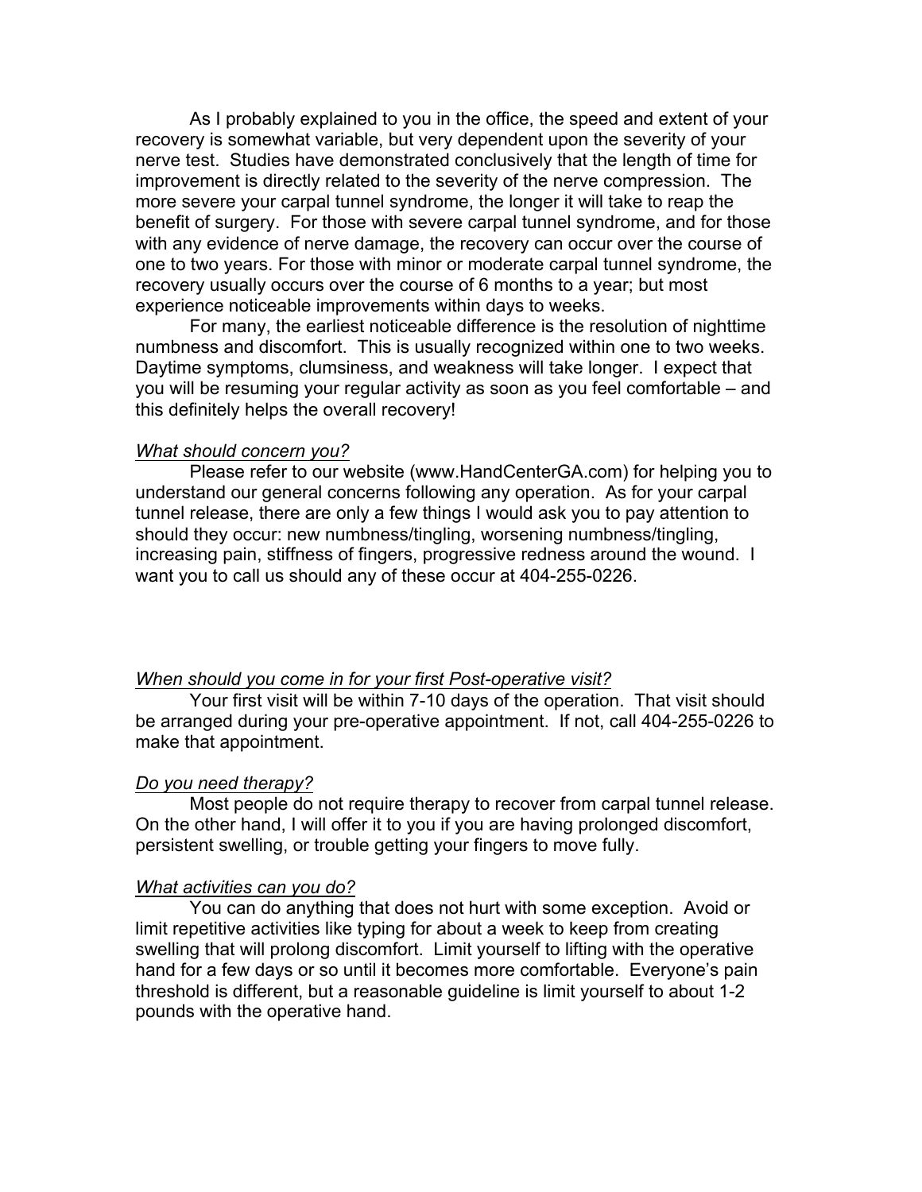As I probably explained to you in the office, the speed and extent of your recovery is somewhat variable, but very dependent upon the severity of your nerve test. Studies have demonstrated conclusively that the length of time for improvement is directly related to the severity of the nerve compression. The more severe your carpal tunnel syndrome, the longer it will take to reap the benefit of surgery. For those with severe carpal tunnel syndrome, and for those with any evidence of nerve damage, the recovery can occur over the course of one to two years. For those with minor or moderate carpal tunnel syndrome, the recovery usually occurs over the course of 6 months to a year; but most experience noticeable improvements within days to weeks.

For many, the earliest noticeable difference is the resolution of nighttime numbness and discomfort. This is usually recognized within one to two weeks. Daytime symptoms, clumsiness, and weakness will take longer. I expect that you will be resuming your regular activity as soon as you feel comfortable – and this definitely helps the overall recovery!

*What should concern you?*

Please refer to our website (www.HandCenterGA.com) for helping you to understand our general concerns following any operation. As for your carpal tunnel release, there are only a few things I would ask you to pay attention to should they occur: new numbness/tingling, worsening numbness/tingling, increasing pain, stiffness of fingers, progressive redness around the wound. I want you to call us should any of these occur at 404-255-0226.

*When should you come in for your first Post-operative visit?*

Your first visit will be within 7-10 days of the operation. That visit should be arranged during your pre-operative appointment. If not, call 404-255-0226 to make that appointment.

*Do you need therapy?*

Most people do not require therapy to recover from carpal tunnel release. On the other hand, I will offer it to you if you are having prolonged discomfort, persistent swelling, or trouble getting your fingers to move fully.

*What activities can you do?*

You can do anything that does not hurt with some exception. Avoid or limit repetitive activities like typing for about a week to keep from creating swelling that will prolong discomfort. Limit yourself to lifting with the operative hand for a few days or so until it becomes more comfortable. Everyone's pain threshold is different, but a reasonable guideline is limit yourself to about 1-2 pounds with the operative hand.